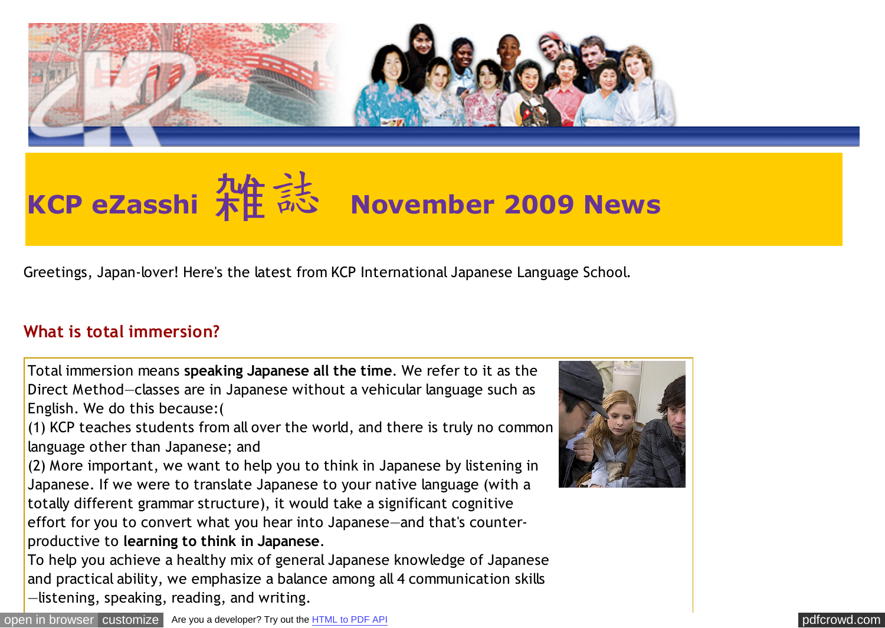# KCP eZasshi 雑誌 November 2009 News

Greetings, Japan-lover! Here's the latest from KCP International Japanese Language School.

## What is total immersion?

Total immersion means **speaking Japanese all the time**. We refer to it as the Direct Method—classes are in Japanese without a vehicular language such as English. We do this because:(

(1) KCP teaches students from all over the world, and there is truly no common language other than Japanese; and

(2) More important, we want to help you to think in Japanese by listening in Japanese. If we were to translate Japanese to your native language (with a totally different grammar structure), it would take a significant cognitive effort for you to convert what you hear into Japanese—and that's counter-productive to **learning to think in Japanese**.

To help you achieve a healthy mix of general Japanese knowledge of Japanese and practical ability, we emphasize a balance among all 4 communication skills —listening, speaking, reading, and writing.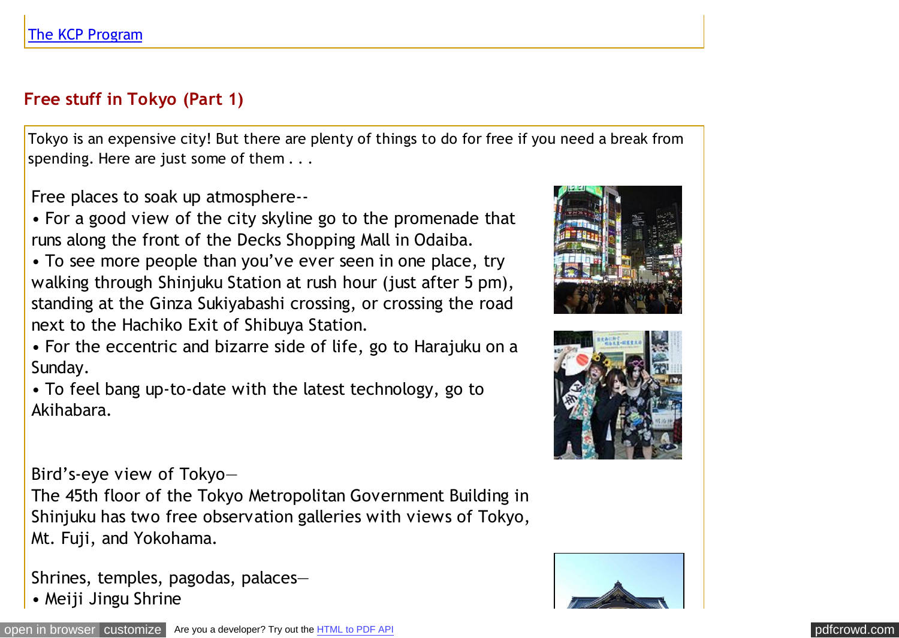[The KCP Program](#)

## Free stuff in Tokyo (Part 1)

Tokyo is an expensive city! But there are plenty of things to do for free if you need a break from spending. Here are just some of them . . .

Free places to soak up atmosphere--

- For a good view of the city skyline go to the promenade that runs along the front of the Decks Shopping Mall in Odaiba.
- To see more people than you've ever seen in one place, try walking through Shinjuku Station at rush hour (just after 5 pm), standing at the Ginza Sukiyabashi crossing, or crossing the road next to the Hachiko Exit of Shibuya Station.
- For the eccentric and bizarre side of life, go to Harajuku on a Sunday.
- To feel bang up-to-date with the latest technology, go to Akihabara.

Bird's-eye view of Tokyo—

The 45th floor of the Tokyo Metropolitan Government Building in Shinjuku has two free observation galleries with views of Tokyo, Mt. Fuji, and Yokohama.

Shrines, temples, pagodas, palaces—

- Meiji Jingu Shrine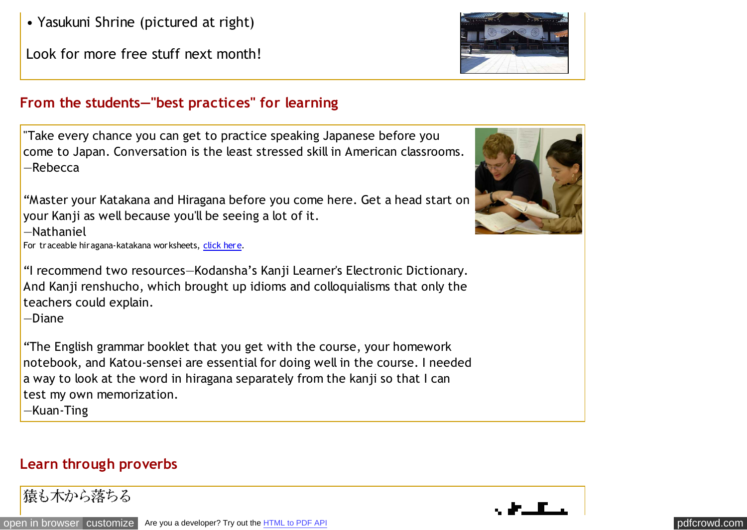- Yasukuni Shrine (pictured at right)

Look for more free stuff next month!

## From the students—"best practices" for learning

"Take every chance you can get to practice speaking Japanese before you come to Japan. Conversation is the least stressed skill in American classrooms.
—Rebecca

"Master your Katakana and Hiragana before you come here. Get a head start on your Kanji as well because you'll be seeing a lot of it.
—Nathaniel

For traceable hiragana-katakana worksheets, click here.

"I recommend two resources—Kodansha's Kanji Learner's Electronic Dictionary. And Kanji renshucho, which brought up idioms and colloquialisms that only the teachers could explain.
—Diane

"The English grammar booklet that you get with the course, your homework notebook, and Katou-sensei are essential for doing well in the course. I needed a way to look at the word in hiragana separately from the kanji so that I can test my own memorization.
—Kuan-Ting

## Learn through proverbs

猿も木から落ちる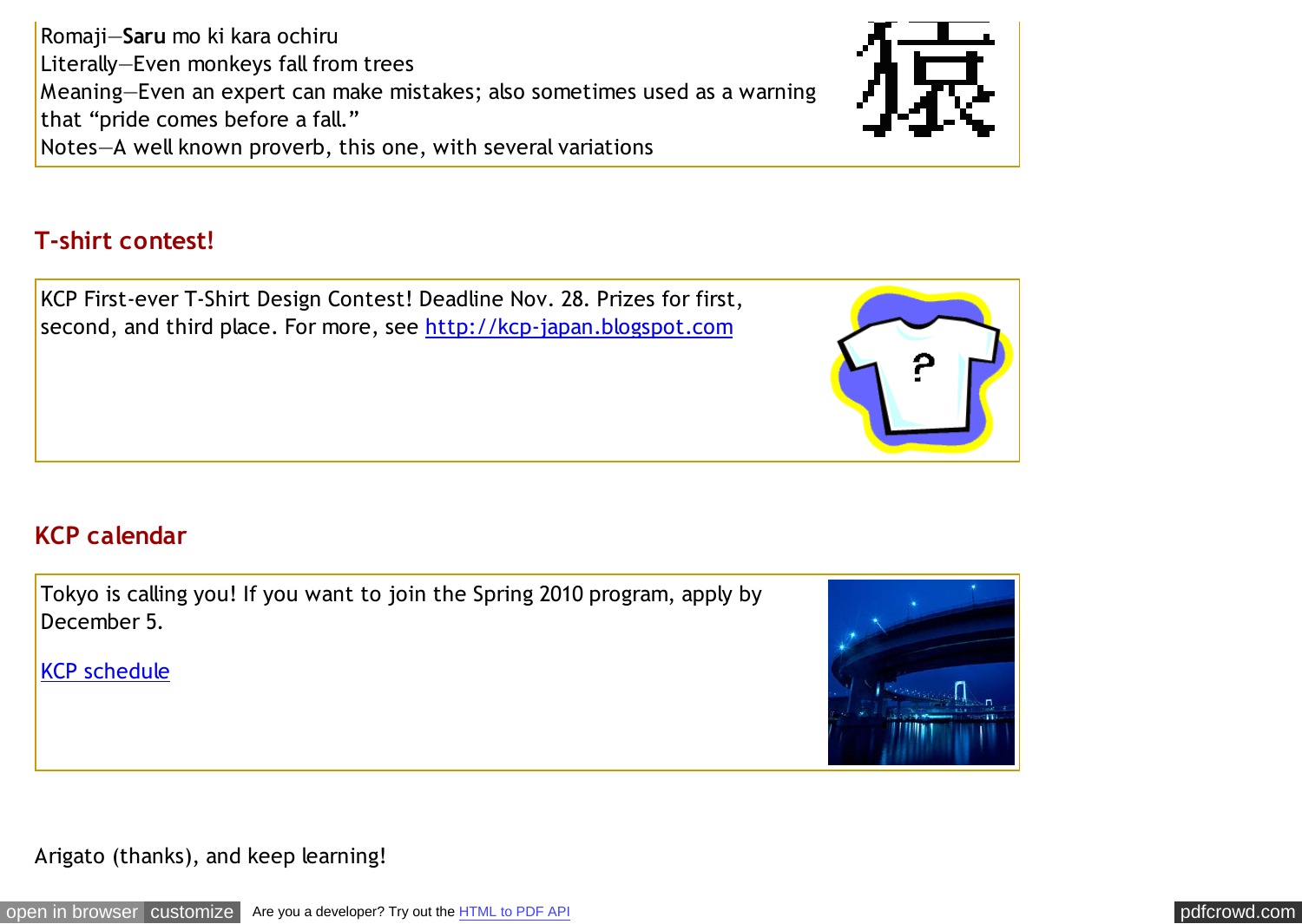Romaji—**Saru** mo ki kara ochiru
Literally—Even monkeys fall from trees
Meaning—Even an expert can make mistakes; also sometimes used as a warning that “pride comes before a fall.”
Notes—A well known proverb, this one, with several variations

## T-shirt contest!

KCP First-ever T-Shirt Design Contest! Deadline Nov. 28. Prizes for first, second, and third place. For more, see http://kcp-japan.blogspot.com

## KCP calendar

Tokyo is calling you! If you want to join the Spring 2010 program, apply by December 5.

KCP schedule

Arigato (thanks), and keep learning!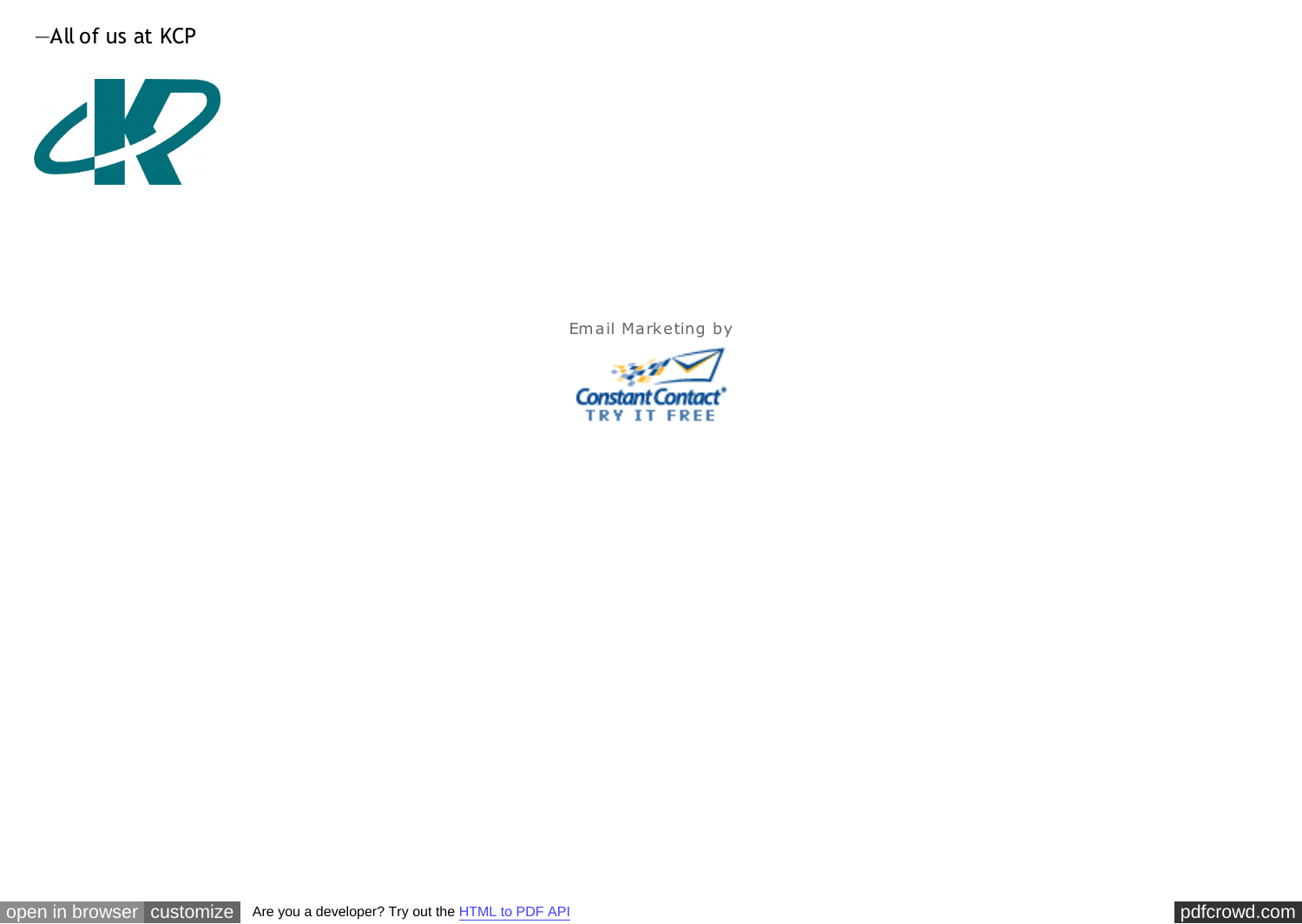—All of us at KCP

Email Marketing by